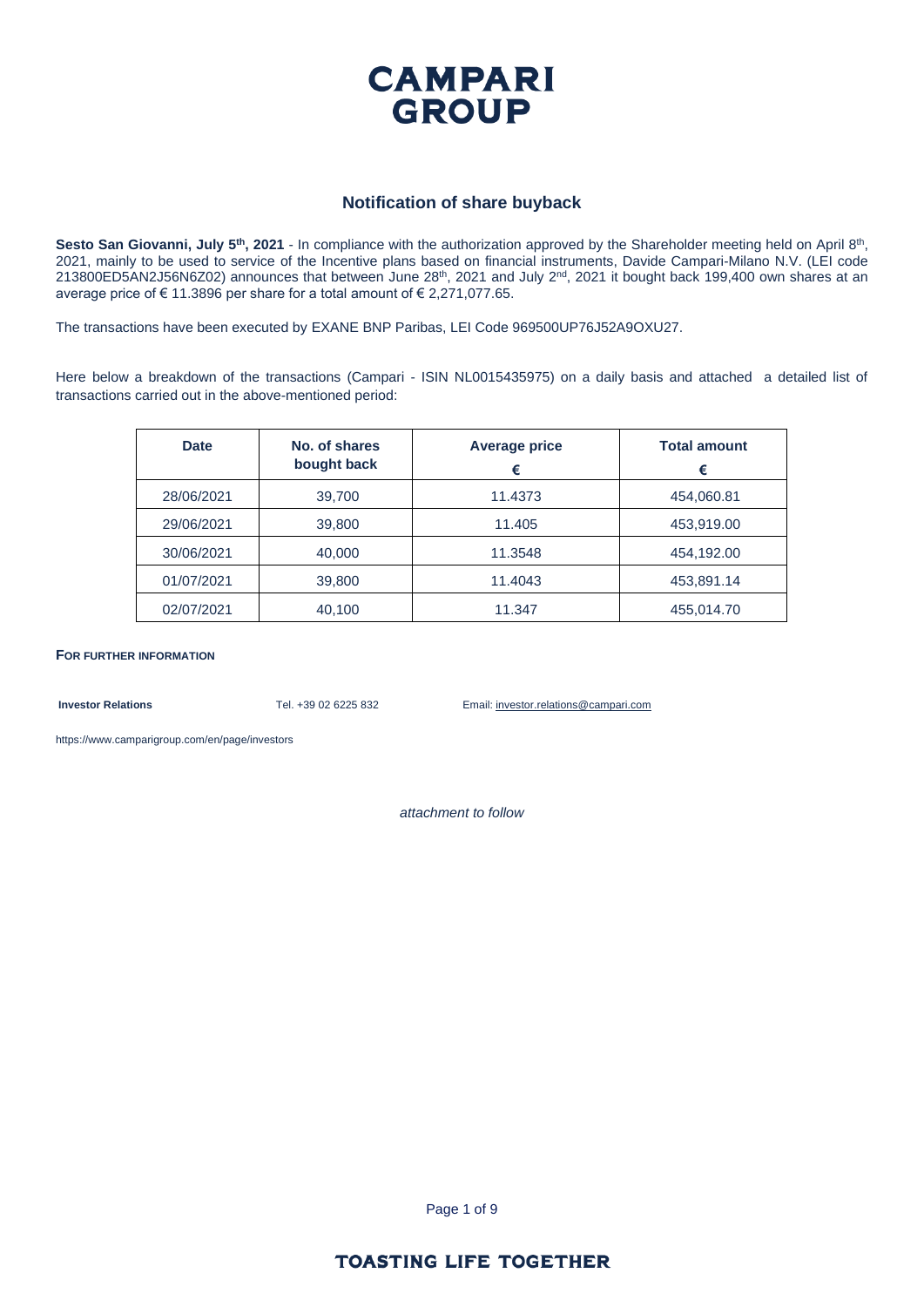# CAMPARI GROUP

## Notification of share buyback

**Sesto San Giovanni, July 5th, 2021** - In compliance with the authorization approved by the Shareholder meeting held on April 8th, 2021, mainly to be used to service of the Incentive plans based on financial instruments, Davide Campari-Milano N.V. (LEI code 213800ED5AN2J56N6Z02) announces that between June 28th, 2021 and July 2nd, 2021 it bought back 199,400 own shares at an average price of € 11.3896 per share for a total amount of € 2,271,077.65.

The transactions have been executed by EXANE BNP Paribas, LEI Code 969500UP76J52A9OXU27.

Here below a breakdown of the transactions (Campari - ISIN NL0015435975) on a daily basis and attached a detailed list of transactions carried out in the above-mentioned period:

| Date | No. of shares bought back | Average price € | Total amount € |
|---|---|---|---|
| 28/06/2021 | 39,700 | 11.4373 | 454,060.81 |
| 29/06/2021 | 39,800 | 11.405 | 453,919.00 |
| 30/06/2021 | 40,000 | 11.3548 | 454,192.00 |
| 01/07/2021 | 39,800 | 11.4043 | 453,891.14 |
| 02/07/2021 | 40,100 | 11.347 | 455,014.70 |

**FOR FURTHER INFORMATION**

**Investor Relations** Tel. +39 02 6225 832 Email: investor.relations@campari.com

https://www.camparigroup.com/en/page/investors

*attachment to follow*

**TOASTING LIFE TOGETHER**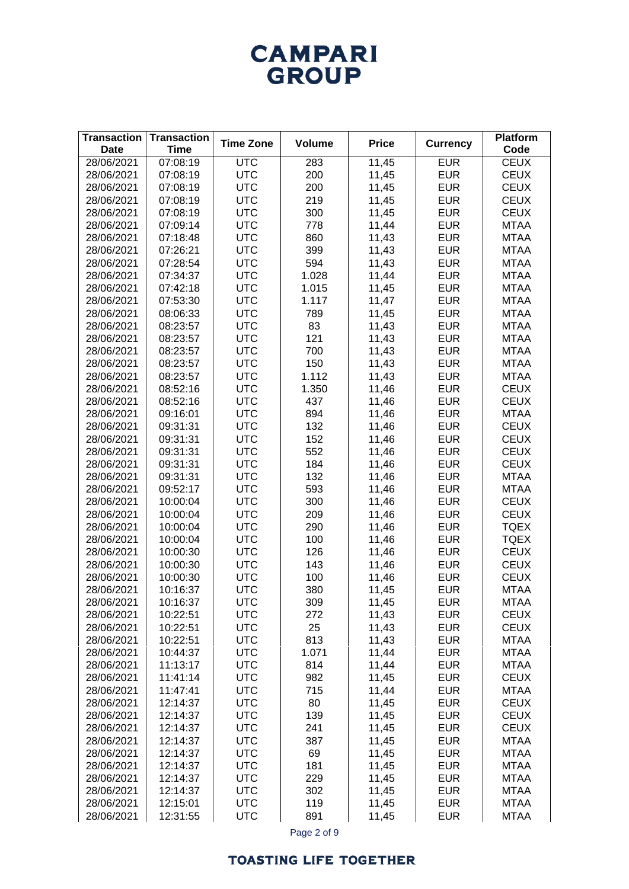| Transaction Date | Transaction Time | Time Zone | Volume | Price | Currency | Platform Code |
|---|---|---|---|---|---|---|
| 28/06/2021 | 07:08:19 | UTC | 283 | 11,45 | EUR | CEUX |
| 28/06/2021 | 07:08:19 | UTC | 200 | 11,45 | EUR | CEUX |
| 28/06/2021 | 07:08:19 | UTC | 200 | 11,45 | EUR | CEUX |
| 28/06/2021 | 07:08:19 | UTC | 219 | 11,45 | EUR | CEUX |
| 28/06/2021 | 07:08:19 | UTC | 300 | 11,45 | EUR | CEUX |
| 28/06/2021 | 07:09:14 | UTC | 778 | 11,44 | EUR | MTAA |
| 28/06/2021 | 07:18:48 | UTC | 860 | 11,43 | EUR | MTAA |
| 28/06/2021 | 07:26:21 | UTC | 399 | 11,43 | EUR | MTAA |
| 28/06/2021 | 07:28:54 | UTC | 594 | 11,43 | EUR | MTAA |
| 28/06/2021 | 07:34:37 | UTC | 1.028 | 11,44 | EUR | MTAA |
| 28/06/2021 | 07:42:18 | UTC | 1.015 | 11,45 | EUR | MTAA |
| 28/06/2021 | 07:53:30 | UTC | 1.117 | 11,47 | EUR | MTAA |
| 28/06/2021 | 08:06:33 | UTC | 789 | 11,45 | EUR | MTAA |
| 28/06/2021 | 08:23:57 | UTC | 83 | 11,43 | EUR | MTAA |
| 28/06/2021 | 08:23:57 | UTC | 121 | 11,43 | EUR | MTAA |
| 28/06/2021 | 08:23:57 | UTC | 700 | 11,43 | EUR | MTAA |
| 28/06/2021 | 08:23:57 | UTC | 150 | 11,43 | EUR | MTAA |
| 28/06/2021 | 08:23:57 | UTC | 1.112 | 11,43 | EUR | MTAA |
| 28/06/2021 | 08:52:16 | UTC | 1.350 | 11,46 | EUR | CEUX |
| 28/06/2021 | 08:52:16 | UTC | 437 | 11,46 | EUR | CEUX |
| 28/06/2021 | 09:16:01 | UTC | 894 | 11,46 | EUR | MTAA |
| 28/06/2021 | 09:31:31 | UTC | 132 | 11,46 | EUR | CEUX |
| 28/06/2021 | 09:31:31 | UTC | 152 | 11,46 | EUR | CEUX |
| 28/06/2021 | 09:31:31 | UTC | 552 | 11,46 | EUR | CEUX |
| 28/06/2021 | 09:31:31 | UTC | 184 | 11,46 | EUR | CEUX |
| 28/06/2021 | 09:31:31 | UTC | 132 | 11,46 | EUR | MTAA |
| 28/06/2021 | 09:52:17 | UTC | 593 | 11,46 | EUR | MTAA |
| 28/06/2021 | 10:00:04 | UTC | 300 | 11,46 | EUR | CEUX |
| 28/06/2021 | 10:00:04 | UTC | 209 | 11,46 | EUR | CEUX |
| 28/06/2021 | 10:00:04 | UTC | 290 | 11,46 | EUR | TQEX |
| 28/06/2021 | 10:00:04 | UTC | 100 | 11,46 | EUR | TQEX |
| 28/06/2021 | 10:00:30 | UTC | 126 | 11,46 | EUR | CEUX |
| 28/06/2021 | 10:00:30 | UTC | 143 | 11,46 | EUR | CEUX |
| 28/06/2021 | 10:00:30 | UTC | 100 | 11,46 | EUR | CEUX |
| 28/06/2021 | 10:16:37 | UTC | 380 | 11,45 | EUR | MTAA |
| 28/06/2021 | 10:16:37 | UTC | 309 | 11,45 | EUR | MTAA |
| 28/06/2021 | 10:22:51 | UTC | 272 | 11,43 | EUR | CEUX |
| 28/06/2021 | 10:22:51 | UTC | 25 | 11,43 | EUR | CEUX |
| 28/06/2021 | 10:22:51 | UTC | 813 | 11,43 | EUR | MTAA |
| 28/06/2021 | 10:44:37 | UTC | 1.071 | 11,44 | EUR | MTAA |
| 28/06/2021 | 11:13:17 | UTC | 814 | 11,44 | EUR | MTAA |
| 28/06/2021 | 11:41:14 | UTC | 982 | 11,45 | EUR | CEUX |
| 28/06/2021 | 11:47:41 | UTC | 715 | 11,44 | EUR | MTAA |
| 28/06/2021 | 12:14:37 | UTC | 80 | 11,45 | EUR | CEUX |
| 28/06/2021 | 12:14:37 | UTC | 139 | 11,45 | EUR | CEUX |
| 28/06/2021 | 12:14:37 | UTC | 241 | 11,45 | EUR | CEUX |
| 28/06/2021 | 12:14:37 | UTC | 387 | 11,45 | EUR | MTAA |
| 28/06/2021 | 12:14:37 | UTC | 69 | 11,45 | EUR | MTAA |
| 28/06/2021 | 12:14:37 | UTC | 181 | 11,45 | EUR | MTAA |
| 28/06/2021 | 12:14:37 | UTC | 229 | 11,45 | EUR | MTAA |
| 28/06/2021 | 12:14:37 | UTC | 302 | 11,45 | EUR | MTAA |
| 28/06/2021 | 12:15:01 | UTC | 119 | 11,45 | EUR | MTAA |
| 28/06/2021 | 12:31:55 | UTC | 891 | 11,45 | EUR | MTAA |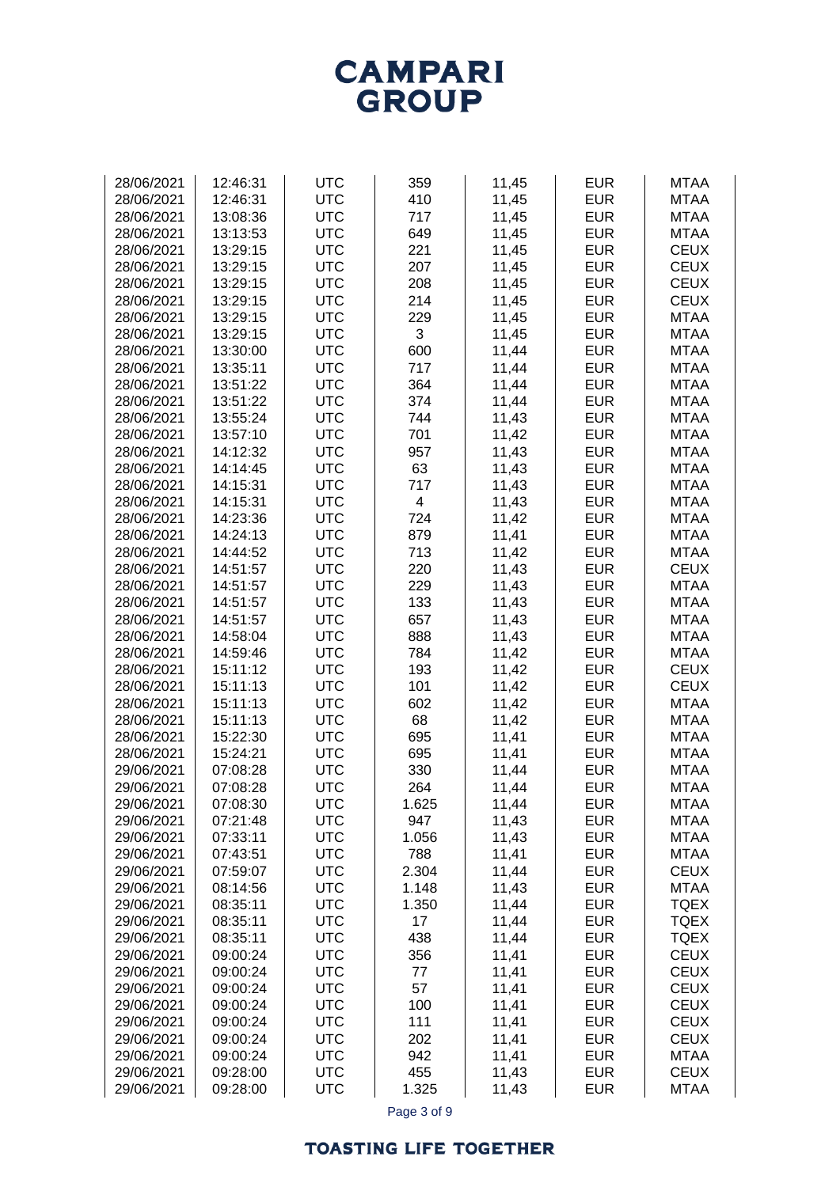| | | | | | | |
|---|---|---|---|---|---|---|
| 28/06/2021 | 12:46:31 | UTC | 359 | 11,45 | EUR | MTAA |
| 28/06/2021 | 12:46:31 | UTC | 410 | 11,45 | EUR | MTAA |
| 28/06/2021 | 13:08:36 | UTC | 717 | 11,45 | EUR | MTAA |
| 28/06/2021 | 13:13:53 | UTC | 649 | 11,45 | EUR | MTAA |
| 28/06/2021 | 13:29:15 | UTC | 221 | 11,45 | EUR | CEUX |
| 28/06/2021 | 13:29:15 | UTC | 207 | 11,45 | EUR | CEUX |
| 28/06/2021 | 13:29:15 | UTC | 208 | 11,45 | EUR | CEUX |
| 28/06/2021 | 13:29:15 | UTC | 214 | 11,45 | EUR | CEUX |
| 28/06/2021 | 13:29:15 | UTC | 229 | 11,45 | EUR | MTAA |
| 28/06/2021 | 13:29:15 | UTC | 3 | 11,45 | EUR | MTAA |
| 28/06/2021 | 13:30:00 | UTC | 600 | 11,44 | EUR | MTAA |
| 28/06/2021 | 13:35:11 | UTC | 717 | 11,44 | EUR | MTAA |
| 28/06/2021 | 13:51:22 | UTC | 364 | 11,44 | EUR | MTAA |
| 28/06/2021 | 13:51:22 | UTC | 374 | 11,44 | EUR | MTAA |
| 28/06/2021 | 13:55:24 | UTC | 744 | 11,43 | EUR | MTAA |
| 28/06/2021 | 13:57:10 | UTC | 701 | 11,42 | EUR | MTAA |
| 28/06/2021 | 14:12:32 | UTC | 957 | 11,43 | EUR | MTAA |
| 28/06/2021 | 14:14:45 | UTC | 63 | 11,43 | EUR | MTAA |
| 28/06/2021 | 14:15:31 | UTC | 717 | 11,43 | EUR | MTAA |
| 28/06/2021 | 14:15:31 | UTC | 4 | 11,43 | EUR | MTAA |
| 28/06/2021 | 14:23:36 | UTC | 724 | 11,42 | EUR | MTAA |
| 28/06/2021 | 14:24:13 | UTC | 879 | 11,41 | EUR | MTAA |
| 28/06/2021 | 14:44:52 | UTC | 713 | 11,42 | EUR | MTAA |
| 28/06/2021 | 14:51:57 | UTC | 220 | 11,43 | EUR | CEUX |
| 28/06/2021 | 14:51:57 | UTC | 229 | 11,43 | EUR | MTAA |
| 28/06/2021 | 14:51:57 | UTC | 133 | 11,43 | EUR | MTAA |
| 28/06/2021 | 14:51:57 | UTC | 657 | 11,43 | EUR | MTAA |
| 28/06/2021 | 14:58:04 | UTC | 888 | 11,43 | EUR | MTAA |
| 28/06/2021 | 14:59:46 | UTC | 784 | 11,42 | EUR | MTAA |
| 28/06/2021 | 15:11:12 | UTC | 193 | 11,42 | EUR | CEUX |
| 28/06/2021 | 15:11:13 | UTC | 101 | 11,42 | EUR | CEUX |
| 28/06/2021 | 15:11:13 | UTC | 602 | 11,42 | EUR | MTAA |
| 28/06/2021 | 15:11:13 | UTC | 68 | 11,42 | EUR | MTAA |
| 28/06/2021 | 15:22:30 | UTC | 695 | 11,41 | EUR | MTAA |
| 28/06/2021 | 15:24:21 | UTC | 695 | 11,41 | EUR | MTAA |
| 29/06/2021 | 07:08:28 | UTC | 330 | 11,44 | EUR | MTAA |
| 29/06/2021 | 07:08:28 | UTC | 264 | 11,44 | EUR | MTAA |
| 29/06/2021 | 07:08:30 | UTC | 1.625 | 11,44 | EUR | MTAA |
| 29/06/2021 | 07:21:48 | UTC | 947 | 11,43 | EUR | MTAA |
| 29/06/2021 | 07:33:11 | UTC | 1.056 | 11,43 | EUR | MTAA |
| 29/06/2021 | 07:43:51 | UTC | 788 | 11,41 | EUR | MTAA |
| 29/06/2021 | 07:59:07 | UTC | 2.304 | 11,44 | EUR | CEUX |
| 29/06/2021 | 08:14:56 | UTC | 1.148 | 11,43 | EUR | MTAA |
| 29/06/2021 | 08:35:11 | UTC | 1.350 | 11,44 | EUR | TQEX |
| 29/06/2021 | 08:35:11 | UTC | 17 | 11,44 | EUR | TQEX |
| 29/06/2021 | 08:35:11 | UTC | 438 | 11,44 | EUR | TQEX |
| 29/06/2021 | 09:00:24 | UTC | 356 | 11,41 | EUR | CEUX |
| 29/06/2021 | 09:00:24 | UTC | 77 | 11,41 | EUR | CEUX |
| 29/06/2021 | 09:00:24 | UTC | 57 | 11,41 | EUR | CEUX |
| 29/06/2021 | 09:00:24 | UTC | 100 | 11,41 | EUR | CEUX |
| 29/06/2021 | 09:00:24 | UTC | 111 | 11,41 | EUR | CEUX |
| 29/06/2021 | 09:00:24 | UTC | 202 | 11,41 | EUR | CEUX |
| 29/06/2021 | 09:00:24 | UTC | 942 | 11,41 | EUR | MTAA |
| 29/06/2021 | 09:28:00 | UTC | 455 | 11,43 | EUR | CEUX |
| 29/06/2021 | 09:28:00 | UTC | 1.325 | 11,43 | EUR | MTAA |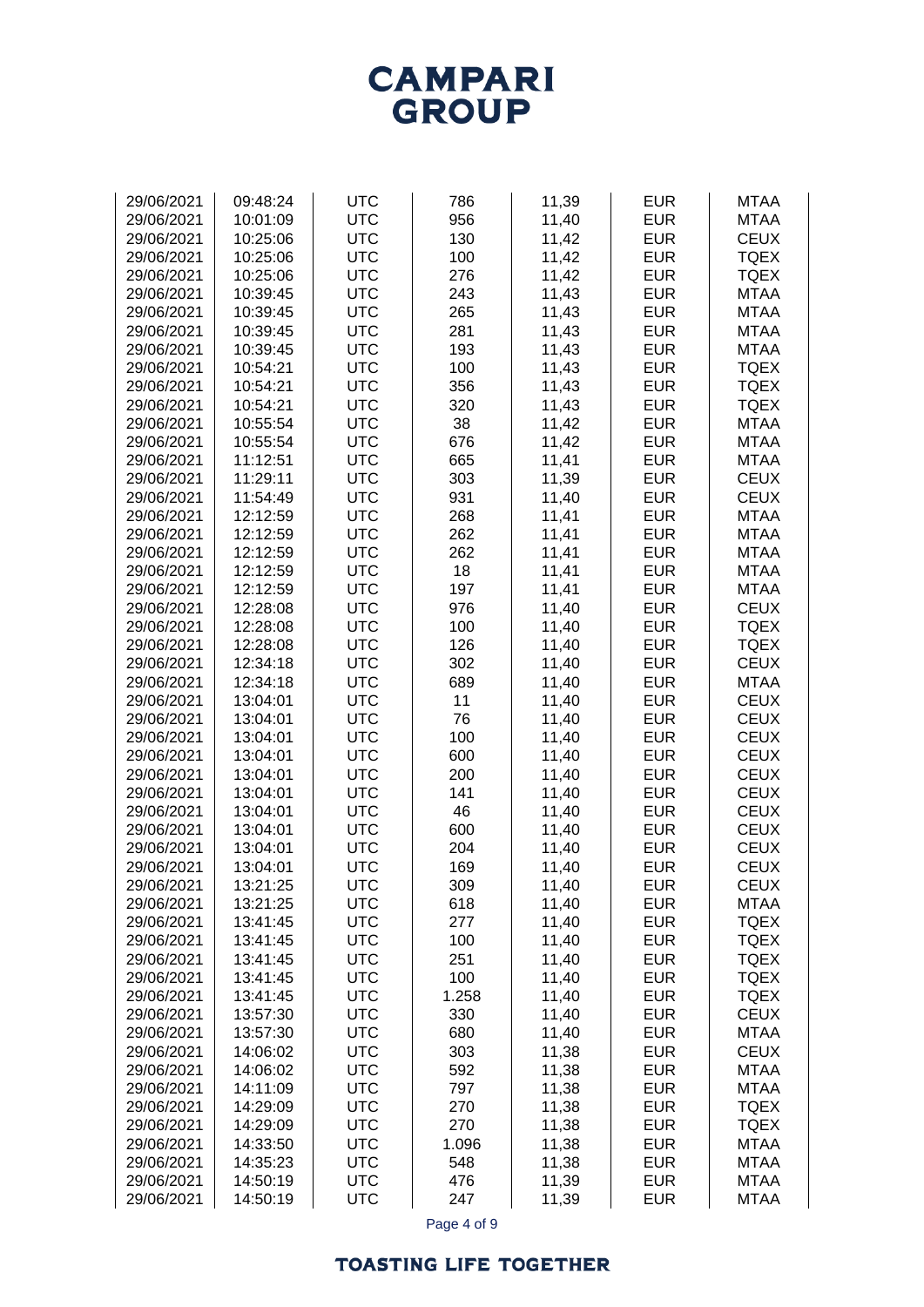| | | | | | | |
|---|---|---|---|---|---|---|
| 29/06/2021 | 09:48:24 | UTC | 786 | 11,39 | EUR | MTAA |
| 29/06/2021 | 10:01:09 | UTC | 956 | 11,40 | EUR | MTAA |
| 29/06/2021 | 10:25:06 | UTC | 130 | 11,42 | EUR | CEUX |
| 29/06/2021 | 10:25:06 | UTC | 100 | 11,42 | EUR | TQEX |
| 29/06/2021 | 10:25:06 | UTC | 276 | 11,42 | EUR | TQEX |
| 29/06/2021 | 10:39:45 | UTC | 243 | 11,43 | EUR | MTAA |
| 29/06/2021 | 10:39:45 | UTC | 265 | 11,43 | EUR | MTAA |
| 29/06/2021 | 10:39:45 | UTC | 281 | 11,43 | EUR | MTAA |
| 29/06/2021 | 10:39:45 | UTC | 193 | 11,43 | EUR | MTAA |
| 29/06/2021 | 10:54:21 | UTC | 100 | 11,43 | EUR | TQEX |
| 29/06/2021 | 10:54:21 | UTC | 356 | 11,43 | EUR | TQEX |
| 29/06/2021 | 10:54:21 | UTC | 320 | 11,43 | EUR | TQEX |
| 29/06/2021 | 10:55:54 | UTC | 38 | 11,42 | EUR | MTAA |
| 29/06/2021 | 10:55:54 | UTC | 676 | 11,42 | EUR | MTAA |
| 29/06/2021 | 11:12:51 | UTC | 665 | 11,41 | EUR | MTAA |
| 29/06/2021 | 11:29:11 | UTC | 303 | 11,39 | EUR | CEUX |
| 29/06/2021 | 11:54:49 | UTC | 931 | 11,40 | EUR | CEUX |
| 29/06/2021 | 12:12:59 | UTC | 268 | 11,41 | EUR | MTAA |
| 29/06/2021 | 12:12:59 | UTC | 262 | 11,41 | EUR | MTAA |
| 29/06/2021 | 12:12:59 | UTC | 262 | 11,41 | EUR | MTAA |
| 29/06/2021 | 12:12:59 | UTC | 18 | 11,41 | EUR | MTAA |
| 29/06/2021 | 12:12:59 | UTC | 197 | 11,41 | EUR | MTAA |
| 29/06/2021 | 12:28:08 | UTC | 976 | 11,40 | EUR | CEUX |
| 29/06/2021 | 12:28:08 | UTC | 100 | 11,40 | EUR | TQEX |
| 29/06/2021 | 12:28:08 | UTC | 126 | 11,40 | EUR | TQEX |
| 29/06/2021 | 12:34:18 | UTC | 302 | 11,40 | EUR | CEUX |
| 29/06/2021 | 12:34:18 | UTC | 689 | 11,40 | EUR | MTAA |
| 29/06/2021 | 13:04:01 | UTC | 11 | 11,40 | EUR | CEUX |
| 29/06/2021 | 13:04:01 | UTC | 76 | 11,40 | EUR | CEUX |
| 29/06/2021 | 13:04:01 | UTC | 100 | 11,40 | EUR | CEUX |
| 29/06/2021 | 13:04:01 | UTC | 600 | 11,40 | EUR | CEUX |
| 29/06/2021 | 13:04:01 | UTC | 200 | 11,40 | EUR | CEUX |
| 29/06/2021 | 13:04:01 | UTC | 141 | 11,40 | EUR | CEUX |
| 29/06/2021 | 13:04:01 | UTC | 46 | 11,40 | EUR | CEUX |
| 29/06/2021 | 13:04:01 | UTC | 600 | 11,40 | EUR | CEUX |
| 29/06/2021 | 13:04:01 | UTC | 204 | 11,40 | EUR | CEUX |
| 29/06/2021 | 13:04:01 | UTC | 169 | 11,40 | EUR | CEUX |
| 29/06/2021 | 13:21:25 | UTC | 309 | 11,40 | EUR | CEUX |
| 29/06/2021 | 13:21:25 | UTC | 618 | 11,40 | EUR | MTAA |
| 29/06/2021 | 13:41:45 | UTC | 277 | 11,40 | EUR | TQEX |
| 29/06/2021 | 13:41:45 | UTC | 100 | 11,40 | EUR | TQEX |
| 29/06/2021 | 13:41:45 | UTC | 251 | 11,40 | EUR | TQEX |
| 29/06/2021 | 13:41:45 | UTC | 100 | 11,40 | EUR | TQEX |
| 29/06/2021 | 13:41:45 | UTC | 1.258 | 11,40 | EUR | TQEX |
| 29/06/2021 | 13:57:30 | UTC | 330 | 11,40 | EUR | CEUX |
| 29/06/2021 | 13:57:30 | UTC | 680 | 11,40 | EUR | MTAA |
| 29/06/2021 | 14:06:02 | UTC | 303 | 11,38 | EUR | CEUX |
| 29/06/2021 | 14:06:02 | UTC | 592 | 11,38 | EUR | MTAA |
| 29/06/2021 | 14:11:09 | UTC | 797 | 11,38 | EUR | MTAA |
| 29/06/2021 | 14:29:09 | UTC | 270 | 11,38 | EUR | TQEX |
| 29/06/2021 | 14:29:09 | UTC | 270 | 11,38 | EUR | TQEX |
| 29/06/2021 | 14:33:50 | UTC | 1.096 | 11,38 | EUR | MTAA |
| 29/06/2021 | 14:35:23 | UTC | 548 | 11,38 | EUR | MTAA |
| 29/06/2021 | 14:50:19 | UTC | 476 | 11,39 | EUR | MTAA |
| 29/06/2021 | 14:50:19 | UTC | 247 | 11,39 | EUR | MTAA |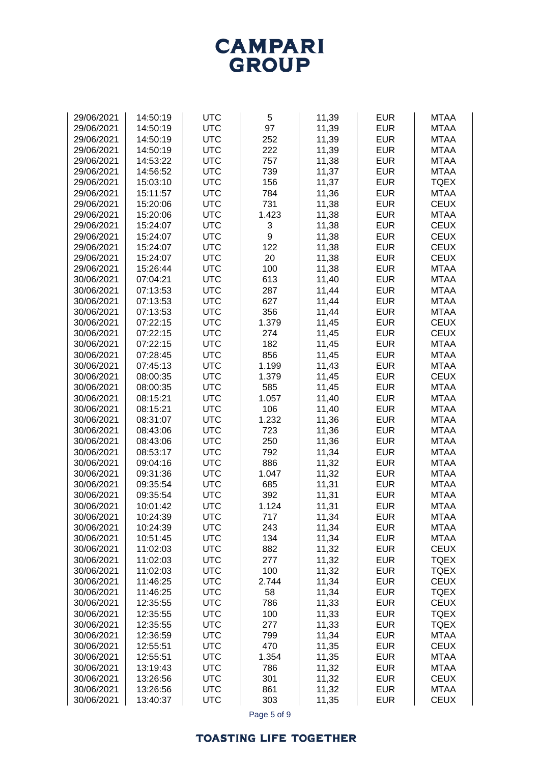| | | | | | | |
|---|---|---|---|---|---|---|
| 29/06/2021 | 14:50:19 | UTC | 5 | 11,39 | EUR | MTAA |
| 29/06/2021 | 14:50:19 | UTC | 97 | 11,39 | EUR | MTAA |
| 29/06/2021 | 14:50:19 | UTC | 252 | 11,39 | EUR | MTAA |
| 29/06/2021 | 14:50:19 | UTC | 222 | 11,39 | EUR | MTAA |
| 29/06/2021 | 14:53:22 | UTC | 757 | 11,38 | EUR | MTAA |
| 29/06/2021 | 14:56:52 | UTC | 739 | 11,37 | EUR | MTAA |
| 29/06/2021 | 15:03:10 | UTC | 156 | 11,37 | EUR | TQEX |
| 29/06/2021 | 15:11:57 | UTC | 784 | 11,36 | EUR | MTAA |
| 29/06/2021 | 15:20:06 | UTC | 731 | 11,38 | EUR | CEUX |
| 29/06/2021 | 15:20:06 | UTC | 1.423 | 11,38 | EUR | MTAA |
| 29/06/2021 | 15:24:07 | UTC | 3 | 11,38 | EUR | CEUX |
| 29/06/2021 | 15:24:07 | UTC | 9 | 11,38 | EUR | CEUX |
| 29/06/2021 | 15:24:07 | UTC | 122 | 11,38 | EUR | CEUX |
| 29/06/2021 | 15:24:07 | UTC | 20 | 11,38 | EUR | CEUX |
| 29/06/2021 | 15:26:44 | UTC | 100 | 11,38 | EUR | MTAA |
| 30/06/2021 | 07:04:21 | UTC | 613 | 11,40 | EUR | MTAA |
| 30/06/2021 | 07:13:53 | UTC | 287 | 11,44 | EUR | MTAA |
| 30/06/2021 | 07:13:53 | UTC | 627 | 11,44 | EUR | MTAA |
| 30/06/2021 | 07:13:53 | UTC | 356 | 11,44 | EUR | MTAA |
| 30/06/2021 | 07:22:15 | UTC | 1.379 | 11,45 | EUR | CEUX |
| 30/06/2021 | 07:22:15 | UTC | 274 | 11,45 | EUR | CEUX |
| 30/06/2021 | 07:22:15 | UTC | 182 | 11,45 | EUR | MTAA |
| 30/06/2021 | 07:28:45 | UTC | 856 | 11,45 | EUR | MTAA |
| 30/06/2021 | 07:45:13 | UTC | 1.199 | 11,43 | EUR | MTAA |
| 30/06/2021 | 08:00:35 | UTC | 1.379 | 11,45 | EUR | CEUX |
| 30/06/2021 | 08:00:35 | UTC | 585 | 11,45 | EUR | MTAA |
| 30/06/2021 | 08:15:21 | UTC | 1.057 | 11,40 | EUR | MTAA |
| 30/06/2021 | 08:15:21 | UTC | 106 | 11,40 | EUR | MTAA |
| 30/06/2021 | 08:31:07 | UTC | 1.232 | 11,36 | EUR | MTAA |
| 30/06/2021 | 08:43:06 | UTC | 723 | 11,36 | EUR | MTAA |
| 30/06/2021 | 08:43:06 | UTC | 250 | 11,36 | EUR | MTAA |
| 30/06/2021 | 08:53:17 | UTC | 792 | 11,34 | EUR | MTAA |
| 30/06/2021 | 09:04:16 | UTC | 886 | 11,32 | EUR | MTAA |
| 30/06/2021 | 09:31:36 | UTC | 1.047 | 11,32 | EUR | MTAA |
| 30/06/2021 | 09:35:54 | UTC | 685 | 11,31 | EUR | MTAA |
| 30/06/2021 | 09:35:54 | UTC | 392 | 11,31 | EUR | MTAA |
| 30/06/2021 | 10:01:42 | UTC | 1.124 | 11,31 | EUR | MTAA |
| 30/06/2021 | 10:24:39 | UTC | 717 | 11,34 | EUR | MTAA |
| 30/06/2021 | 10:24:39 | UTC | 243 | 11,34 | EUR | MTAA |
| 30/06/2021 | 10:51:45 | UTC | 134 | 11,34 | EUR | MTAA |
| 30/06/2021 | 11:02:03 | UTC | 882 | 11,32 | EUR | CEUX |
| 30/06/2021 | 11:02:03 | UTC | 277 | 11,32 | EUR | TQEX |
| 30/06/2021 | 11:02:03 | UTC | 100 | 11,32 | EUR | TQEX |
| 30/06/2021 | 11:46:25 | UTC | 2.744 | 11,34 | EUR | CEUX |
| 30/06/2021 | 11:46:25 | UTC | 58 | 11,34 | EUR | TQEX |
| 30/06/2021 | 12:35:55 | UTC | 786 | 11,33 | EUR | CEUX |
| 30/06/2021 | 12:35:55 | UTC | 100 | 11,33 | EUR | TQEX |
| 30/06/2021 | 12:35:55 | UTC | 277 | 11,33 | EUR | TQEX |
| 30/06/2021 | 12:36:59 | UTC | 799 | 11,34 | EUR | MTAA |
| 30/06/2021 | 12:55:51 | UTC | 470 | 11,35 | EUR | CEUX |
| 30/06/2021 | 12:55:51 | UTC | 1.354 | 11,35 | EUR | MTAA |
| 30/06/2021 | 13:19:43 | UTC | 786 | 11,32 | EUR | MTAA |
| 30/06/2021 | 13:26:56 | UTC | 301 | 11,32 | EUR | CEUX |
| 30/06/2021 | 13:26:56 | UTC | 861 | 11,32 | EUR | MTAA |
| 30/06/2021 | 13:40:37 | UTC | 303 | 11,35 | EUR | CEUX |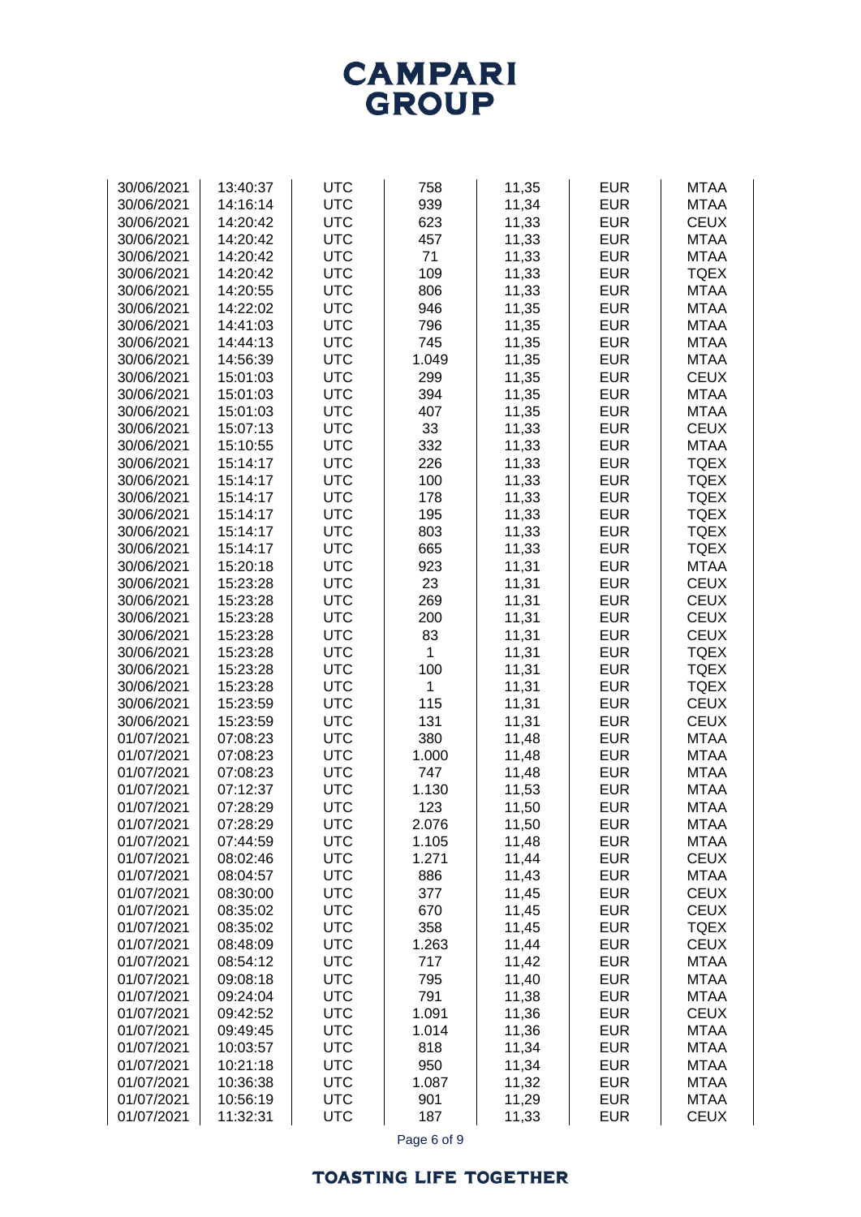| | | | | | | |
|---|---|---|---|---|---|---|
| 30/06/2021 | 13:40:37 | UTC | 758 | 11,35 | EUR | MTAA |
| 30/06/2021 | 14:16:14 | UTC | 939 | 11,34 | EUR | MTAA |
| 30/06/2021 | 14:20:42 | UTC | 623 | 11,33 | EUR | CEUX |
| 30/06/2021 | 14:20:42 | UTC | 457 | 11,33 | EUR | MTAA |
| 30/06/2021 | 14:20:42 | UTC | 71 | 11,33 | EUR | MTAA |
| 30/06/2021 | 14:20:42 | UTC | 109 | 11,33 | EUR | TQEX |
| 30/06/2021 | 14:20:55 | UTC | 806 | 11,33 | EUR | MTAA |
| 30/06/2021 | 14:22:02 | UTC | 946 | 11,35 | EUR | MTAA |
| 30/06/2021 | 14:41:03 | UTC | 796 | 11,35 | EUR | MTAA |
| 30/06/2021 | 14:44:13 | UTC | 745 | 11,35 | EUR | MTAA |
| 30/06/2021 | 14:56:39 | UTC | 1.049 | 11,35 | EUR | MTAA |
| 30/06/2021 | 15:01:03 | UTC | 299 | 11,35 | EUR | CEUX |
| 30/06/2021 | 15:01:03 | UTC | 394 | 11,35 | EUR | MTAA |
| 30/06/2021 | 15:01:03 | UTC | 407 | 11,35 | EUR | MTAA |
| 30/06/2021 | 15:07:13 | UTC | 33 | 11,33 | EUR | CEUX |
| 30/06/2021 | 15:10:55 | UTC | 332 | 11,33 | EUR | MTAA |
| 30/06/2021 | 15:14:17 | UTC | 226 | 11,33 | EUR | TQEX |
| 30/06/2021 | 15:14:17 | UTC | 100 | 11,33 | EUR | TQEX |
| 30/06/2021 | 15:14:17 | UTC | 178 | 11,33 | EUR | TQEX |
| 30/06/2021 | 15:14:17 | UTC | 195 | 11,33 | EUR | TQEX |
| 30/06/2021 | 15:14:17 | UTC | 803 | 11,33 | EUR | TQEX |
| 30/06/2021 | 15:14:17 | UTC | 665 | 11,33 | EUR | TQEX |
| 30/06/2021 | 15:20:18 | UTC | 923 | 11,31 | EUR | MTAA |
| 30/06/2021 | 15:23:28 | UTC | 23 | 11,31 | EUR | CEUX |
| 30/06/2021 | 15:23:28 | UTC | 269 | 11,31 | EUR | CEUX |
| 30/06/2021 | 15:23:28 | UTC | 200 | 11,31 | EUR | CEUX |
| 30/06/2021 | 15:23:28 | UTC | 83 | 11,31 | EUR | CEUX |
| 30/06/2021 | 15:23:28 | UTC | 1 | 11,31 | EUR | TQEX |
| 30/06/2021 | 15:23:28 | UTC | 100 | 11,31 | EUR | TQEX |
| 30/06/2021 | 15:23:28 | UTC | 1 | 11,31 | EUR | TQEX |
| 30/06/2021 | 15:23:59 | UTC | 115 | 11,31 | EUR | CEUX |
| 30/06/2021 | 15:23:59 | UTC | 131 | 11,31 | EUR | CEUX |
| 01/07/2021 | 07:08:23 | UTC | 380 | 11,48 | EUR | MTAA |
| 01/07/2021 | 07:08:23 | UTC | 1.000 | 11,48 | EUR | MTAA |
| 01/07/2021 | 07:08:23 | UTC | 747 | 11,48 | EUR | MTAA |
| 01/07/2021 | 07:12:37 | UTC | 1.130 | 11,53 | EUR | MTAA |
| 01/07/2021 | 07:28:29 | UTC | 123 | 11,50 | EUR | MTAA |
| 01/07/2021 | 07:28:29 | UTC | 2.076 | 11,50 | EUR | MTAA |
| 01/07/2021 | 07:44:59 | UTC | 1.105 | 11,48 | EUR | MTAA |
| 01/07/2021 | 08:02:46 | UTC | 1.271 | 11,44 | EUR | CEUX |
| 01/07/2021 | 08:04:57 | UTC | 886 | 11,43 | EUR | MTAA |
| 01/07/2021 | 08:30:00 | UTC | 377 | 11,45 | EUR | CEUX |
| 01/07/2021 | 08:35:02 | UTC | 670 | 11,45 | EUR | CEUX |
| 01/07/2021 | 08:35:02 | UTC | 358 | 11,45 | EUR | TQEX |
| 01/07/2021 | 08:48:09 | UTC | 1.263 | 11,44 | EUR | CEUX |
| 01/07/2021 | 08:54:12 | UTC | 717 | 11,42 | EUR | MTAA |
| 01/07/2021 | 09:08:18 | UTC | 795 | 11,40 | EUR | MTAA |
| 01/07/2021 | 09:24:04 | UTC | 791 | 11,38 | EUR | MTAA |
| 01/07/2021 | 09:42:52 | UTC | 1.091 | 11,36 | EUR | CEUX |
| 01/07/2021 | 09:49:45 | UTC | 1.014 | 11,36 | EUR | MTAA |
| 01/07/2021 | 10:03:57 | UTC | 818 | 11,34 | EUR | MTAA |
| 01/07/2021 | 10:21:18 | UTC | 950 | 11,34 | EUR | MTAA |
| 01/07/2021 | 10:36:38 | UTC | 1.087 | 11,32 | EUR | MTAA |
| 01/07/2021 | 10:56:19 | UTC | 901 | 11,29 | EUR | MTAA |
| 01/07/2021 | 11:32:31 | UTC | 187 | 11,33 | EUR | CEUX |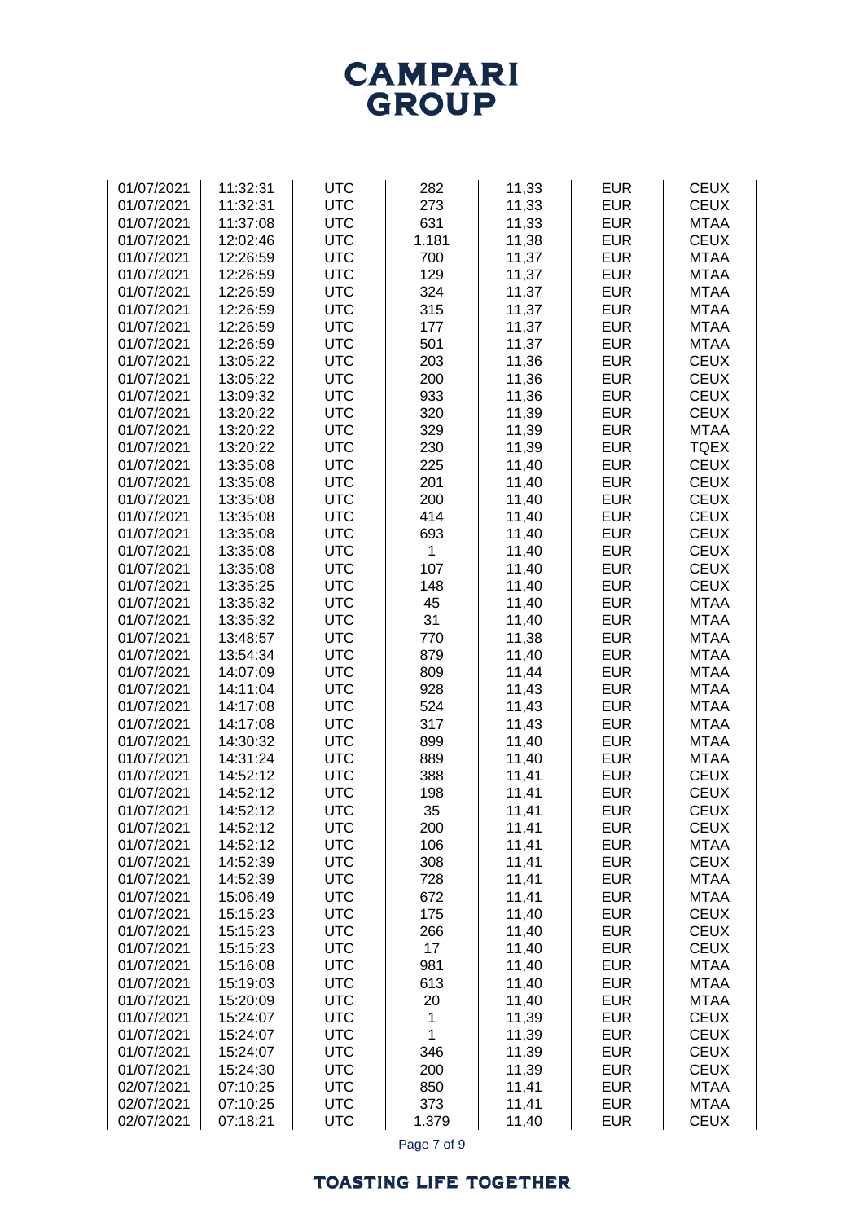| | | | | | | |
|---|---|---|---|---|---|---|
| 01/07/2021 | 11:32:31 | UTC | 282 | 11,33 | EUR | CEUX |
| 01/07/2021 | 11:32:31 | UTC | 273 | 11,33 | EUR | CEUX |
| 01/07/2021 | 11:37:08 | UTC | 631 | 11,33 | EUR | MTAA |
| 01/07/2021 | 12:02:46 | UTC | 1.181 | 11,38 | EUR | CEUX |
| 01/07/2021 | 12:26:59 | UTC | 700 | 11,37 | EUR | MTAA |
| 01/07/2021 | 12:26:59 | UTC | 129 | 11,37 | EUR | MTAA |
| 01/07/2021 | 12:26:59 | UTC | 324 | 11,37 | EUR | MTAA |
| 01/07/2021 | 12:26:59 | UTC | 315 | 11,37 | EUR | MTAA |
| 01/07/2021 | 12:26:59 | UTC | 177 | 11,37 | EUR | MTAA |
| 01/07/2021 | 12:26:59 | UTC | 501 | 11,37 | EUR | MTAA |
| 01/07/2021 | 13:05:22 | UTC | 203 | 11,36 | EUR | CEUX |
| 01/07/2021 | 13:05:22 | UTC | 200 | 11,36 | EUR | CEUX |
| 01/07/2021 | 13:09:32 | UTC | 933 | 11,36 | EUR | CEUX |
| 01/07/2021 | 13:20:22 | UTC | 320 | 11,39 | EUR | CEUX |
| 01/07/2021 | 13:20:22 | UTC | 329 | 11,39 | EUR | MTAA |
| 01/07/2021 | 13:20:22 | UTC | 230 | 11,39 | EUR | TQEX |
| 01/07/2021 | 13:35:08 | UTC | 225 | 11,40 | EUR | CEUX |
| 01/07/2021 | 13:35:08 | UTC | 201 | 11,40 | EUR | CEUX |
| 01/07/2021 | 13:35:08 | UTC | 200 | 11,40 | EUR | CEUX |
| 01/07/2021 | 13:35:08 | UTC | 414 | 11,40 | EUR | CEUX |
| 01/07/2021 | 13:35:08 | UTC | 693 | 11,40 | EUR | CEUX |
| 01/07/2021 | 13:35:08 | UTC | 1 | 11,40 | EUR | CEUX |
| 01/07/2021 | 13:35:08 | UTC | 107 | 11,40 | EUR | CEUX |
| 01/07/2021 | 13:35:25 | UTC | 148 | 11,40 | EUR | CEUX |
| 01/07/2021 | 13:35:32 | UTC | 45 | 11,40 | EUR | MTAA |
| 01/07/2021 | 13:35:32 | UTC | 31 | 11,40 | EUR | MTAA |
| 01/07/2021 | 13:48:57 | UTC | 770 | 11,38 | EUR | MTAA |
| 01/07/2021 | 13:54:34 | UTC | 879 | 11,40 | EUR | MTAA |
| 01/07/2021 | 14:07:09 | UTC | 809 | 11,44 | EUR | MTAA |
| 01/07/2021 | 14:11:04 | UTC | 928 | 11,43 | EUR | MTAA |
| 01/07/2021 | 14:17:08 | UTC | 524 | 11,43 | EUR | MTAA |
| 01/07/2021 | 14:17:08 | UTC | 317 | 11,43 | EUR | MTAA |
| 01/07/2021 | 14:30:32 | UTC | 899 | 11,40 | EUR | MTAA |
| 01/07/2021 | 14:31:24 | UTC | 889 | 11,40 | EUR | MTAA |
| 01/07/2021 | 14:52:12 | UTC | 388 | 11,41 | EUR | CEUX |
| 01/07/2021 | 14:52:12 | UTC | 198 | 11,41 | EUR | CEUX |
| 01/07/2021 | 14:52:12 | UTC | 35 | 11,41 | EUR | CEUX |
| 01/07/2021 | 14:52:12 | UTC | 200 | 11,41 | EUR | CEUX |
| 01/07/2021 | 14:52:12 | UTC | 106 | 11,41 | EUR | MTAA |
| 01/07/2021 | 14:52:39 | UTC | 308 | 11,41 | EUR | CEUX |
| 01/07/2021 | 14:52:39 | UTC | 728 | 11,41 | EUR | MTAA |
| 01/07/2021 | 15:06:49 | UTC | 672 | 11,41 | EUR | MTAA |
| 01/07/2021 | 15:15:23 | UTC | 175 | 11,40 | EUR | CEUX |
| 01/07/2021 | 15:15:23 | UTC | 266 | 11,40 | EUR | CEUX |
| 01/07/2021 | 15:15:23 | UTC | 17 | 11,40 | EUR | CEUX |
| 01/07/2021 | 15:16:08 | UTC | 981 | 11,40 | EUR | MTAA |
| 01/07/2021 | 15:19:03 | UTC | 613 | 11,40 | EUR | MTAA |
| 01/07/2021 | 15:20:09 | UTC | 20 | 11,40 | EUR | MTAA |
| 01/07/2021 | 15:24:07 | UTC | 1 | 11,39 | EUR | CEUX |
| 01/07/2021 | 15:24:07 | UTC | 1 | 11,39 | EUR | CEUX |
| 01/07/2021 | 15:24:07 | UTC | 346 | 11,39 | EUR | CEUX |
| 01/07/2021 | 15:24:30 | UTC | 200 | 11,39 | EUR | CEUX |
| 02/07/2021 | 07:10:25 | UTC | 850 | 11,41 | EUR | MTAA |
| 02/07/2021 | 07:10:25 | UTC | 373 | 11,41 | EUR | MTAA |
| 02/07/2021 | 07:18:21 | UTC | 1.379 | 11,40 | EUR | CEUX |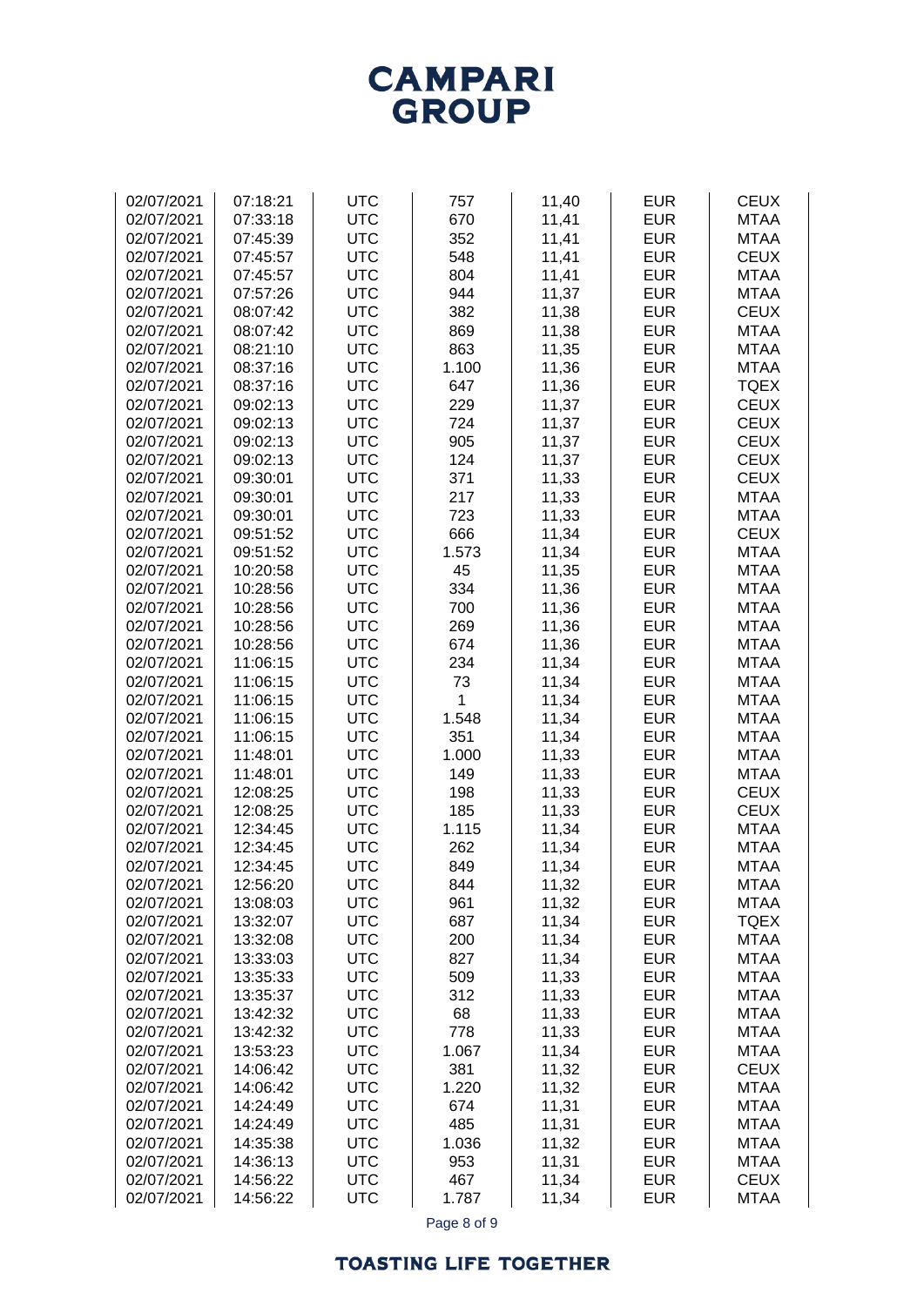# CAMPARI GROUP

| | | | | | | |
|---|---|---|---|---|---|---|
| 02/07/2021 | 07:18:21 | UTC | 757 | 11,40 | EUR | CEUX |
| 02/07/2021 | 07:33:18 | UTC | 670 | 11,41 | EUR | MTAA |
| 02/07/2021 | 07:45:39 | UTC | 352 | 11,41 | EUR | MTAA |
| 02/07/2021 | 07:45:57 | UTC | 548 | 11,41 | EUR | CEUX |
| 02/07/2021 | 07:45:57 | UTC | 804 | 11,41 | EUR | MTAA |
| 02/07/2021 | 07:57:26 | UTC | 944 | 11,37 | EUR | MTAA |
| 02/07/2021 | 08:07:42 | UTC | 382 | 11,38 | EUR | CEUX |
| 02/07/2021 | 08:07:42 | UTC | 869 | 11,38 | EUR | MTAA |
| 02/07/2021 | 08:21:10 | UTC | 863 | 11,35 | EUR | MTAA |
| 02/07/2021 | 08:37:16 | UTC | 1.100 | 11,36 | EUR | MTAA |
| 02/07/2021 | 08:37:16 | UTC | 647 | 11,36 | EUR | TQEX |
| 02/07/2021 | 09:02:13 | UTC | 229 | 11,37 | EUR | CEUX |
| 02/07/2021 | 09:02:13 | UTC | 724 | 11,37 | EUR | CEUX |
| 02/07/2021 | 09:02:13 | UTC | 905 | 11,37 | EUR | CEUX |
| 02/07/2021 | 09:02:13 | UTC | 124 | 11,37 | EUR | CEUX |
| 02/07/2021 | 09:30:01 | UTC | 371 | 11,33 | EUR | CEUX |
| 02/07/2021 | 09:30:01 | UTC | 217 | 11,33 | EUR | MTAA |
| 02/07/2021 | 09:30:01 | UTC | 723 | 11,33 | EUR | MTAA |
| 02/07/2021 | 09:51:52 | UTC | 666 | 11,34 | EUR | CEUX |
| 02/07/2021 | 09:51:52 | UTC | 1.573 | 11,34 | EUR | MTAA |
| 02/07/2021 | 10:20:58 | UTC | 45 | 11,35 | EUR | MTAA |
| 02/07/2021 | 10:28:56 | UTC | 334 | 11,36 | EUR | MTAA |
| 02/07/2021 | 10:28:56 | UTC | 700 | 11,36 | EUR | MTAA |
| 02/07/2021 | 10:28:56 | UTC | 269 | 11,36 | EUR | MTAA |
| 02/07/2021 | 10:28:56 | UTC | 674 | 11,36 | EUR | MTAA |
| 02/07/2021 | 11:06:15 | UTC | 234 | 11,34 | EUR | MTAA |
| 02/07/2021 | 11:06:15 | UTC | 73 | 11,34 | EUR | MTAA |
| 02/07/2021 | 11:06:15 | UTC | 1 | 11,34 | EUR | MTAA |
| 02/07/2021 | 11:06:15 | UTC | 1.548 | 11,34 | EUR | MTAA |
| 02/07/2021 | 11:06:15 | UTC | 351 | 11,34 | EUR | MTAA |
| 02/07/2021 | 11:48:01 | UTC | 1.000 | 11,33 | EUR | MTAA |
| 02/07/2021 | 11:48:01 | UTC | 149 | 11,33 | EUR | MTAA |
| 02/07/2021 | 12:08:25 | UTC | 198 | 11,33 | EUR | CEUX |
| 02/07/2021 | 12:08:25 | UTC | 185 | 11,33 | EUR | CEUX |
| 02/07/2021 | 12:34:45 | UTC | 1.115 | 11,34 | EUR | MTAA |
| 02/07/2021 | 12:34:45 | UTC | 262 | 11,34 | EUR | MTAA |
| 02/07/2021 | 12:34:45 | UTC | 849 | 11,34 | EUR | MTAA |
| 02/07/2021 | 12:56:20 | UTC | 844 | 11,32 | EUR | MTAA |
| 02/07/2021 | 13:08:03 | UTC | 961 | 11,32 | EUR | MTAA |
| 02/07/2021 | 13:32:07 | UTC | 687 | 11,34 | EUR | TQEX |
| 02/07/2021 | 13:32:08 | UTC | 200 | 11,34 | EUR | MTAA |
| 02/07/2021 | 13:33:03 | UTC | 827 | 11,34 | EUR | MTAA |
| 02/07/2021 | 13:35:33 | UTC | 509 | 11,33 | EUR | MTAA |
| 02/07/2021 | 13:35:37 | UTC | 312 | 11,33 | EUR | MTAA |
| 02/07/2021 | 13:42:32 | UTC | 68 | 11,33 | EUR | MTAA |
| 02/07/2021 | 13:42:32 | UTC | 778 | 11,33 | EUR | MTAA |
| 02/07/2021 | 13:53:23 | UTC | 1.067 | 11,34 | EUR | MTAA |
| 02/07/2021 | 14:06:42 | UTC | 381 | 11,32 | EUR | CEUX |
| 02/07/2021 | 14:06:42 | UTC | 1.220 | 11,32 | EUR | MTAA |
| 02/07/2021 | 14:24:49 | UTC | 674 | 11,31 | EUR | MTAA |
| 02/07/2021 | 14:24:49 | UTC | 485 | 11,31 | EUR | MTAA |
| 02/07/2021 | 14:35:38 | UTC | 1.036 | 11,32 | EUR | MTAA |
| 02/07/2021 | 14:36:13 | UTC | 953 | 11,31 | EUR | MTAA |
| 02/07/2021 | 14:56:22 | UTC | 467 | 11,34 | EUR | CEUX |
| 02/07/2021 | 14:56:22 | UTC | 1.787 | 11,34 | EUR | MTAA |

TOASTING LIFE TOGETHER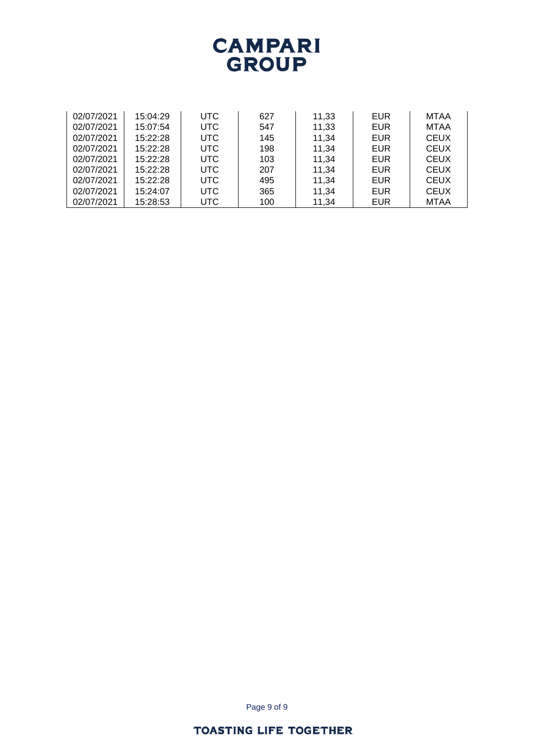| | | | | | | |
|---|---|---|---|---|---|---|
| 02/07/2021 | 15:04:29 | UTC | 627 | 11,33 | EUR | MTAA |
| 02/07/2021 | 15:07:54 | UTC | 547 | 11,33 | EUR | MTAA |
| 02/07/2021 | 15:22:28 | UTC | 145 | 11,34 | EUR | CEUX |
| 02/07/2021 | 15:22:28 | UTC | 198 | 11,34 | EUR | CEUX |
| 02/07/2021 | 15:22:28 | UTC | 103 | 11,34 | EUR | CEUX |
| 02/07/2021 | 15:22:28 | UTC | 207 | 11,34 | EUR | CEUX |
| 02/07/2021 | 15:22:28 | UTC | 495 | 11,34 | EUR | CEUX |
| 02/07/2021 | 15:24:07 | UTC | 365 | 11,34 | EUR | CEUX |
| 02/07/2021 | 15:28:53 | UTC | 100 | 11,34 | EUR | MTAA |